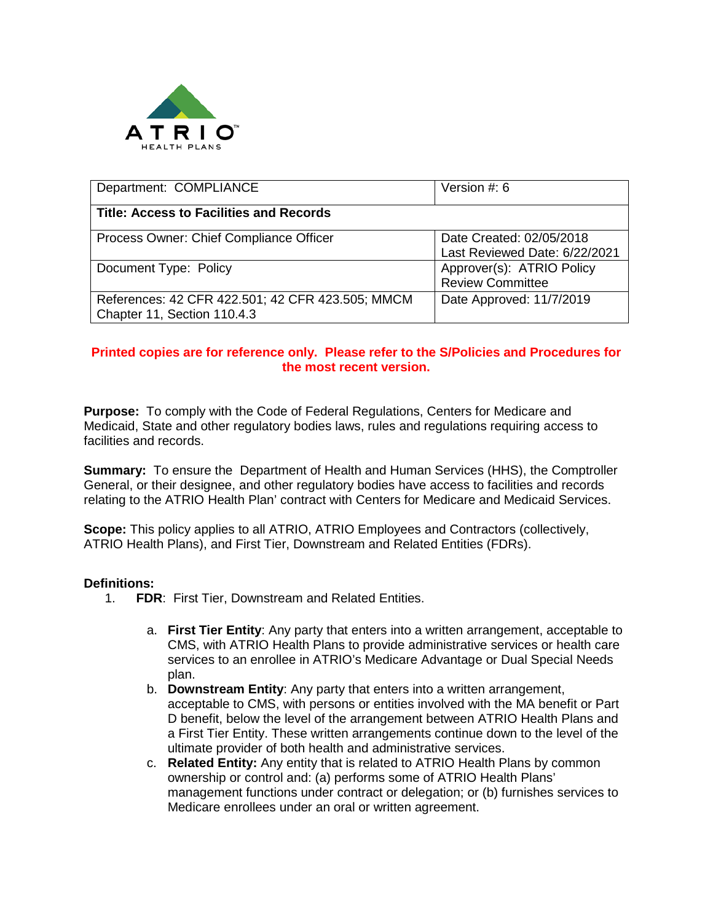ATRIO HEALTH PLANS

| Department: COMPLIANCE | Version #: 6 |
| --- | --- |
| **Title: Access to Facilities and Records** | |
| Process Owner: Chief Compliance Officer | Date Created: 02/05/2018<br>Last Reviewed Date: 6/22/2021 |
| Document Type: Policy | Approver(s): ATRIO Policy Review Committee |
| References: 42 CFR 422.501; 42 CFR 423.505; MMCM Chapter 11, Section 110.4.3 | Date Approved: 11/7/2019 |

**Printed copies are for reference only. Please refer to the S/Policies and Procedures for the most recent version.**

**Purpose:** To comply with the Code of Federal Regulations, Centers for Medicare and Medicaid, State and other regulatory bodies laws, rules and regulations requiring access to facilities and records.

**Summary:** To ensure the Department of Health and Human Services (HHS), the Comptroller General, or their designee, and other regulatory bodies have access to facilities and records relating to the ATRIO Health Plan' contract with Centers for Medicare and Medicaid Services.

**Scope:** This policy applies to all ATRIO, ATRIO Employees and Contractors (collectively, ATRIO Health Plans), and First Tier, Downstream and Related Entities (FDRs).

**Definitions:**

1. **FDR**: First Tier, Downstream and Related Entities.
   a. **First Tier Entity**: Any party that enters into a written arrangement, acceptable to CMS, with ATRIO Health Plans to provide administrative services or health care services to an enrollee in ATRIO's Medicare Advantage or Dual Special Needs plan.
   b. **Downstream Entity**: Any party that enters into a written arrangement, acceptable to CMS, with persons or entities involved with the MA benefit or Part D benefit, below the level of the arrangement between ATRIO Health Plans and a First Tier Entity. These written arrangements continue down to the level of the ultimate provider of both health and administrative services.
   c. **Related Entity:** Any entity that is related to ATRIO Health Plans by common ownership or control and: (a) performs some of ATRIO Health Plans' management functions under contract or delegation; or (b) furnishes services to Medicare enrollees under an oral or written agreement.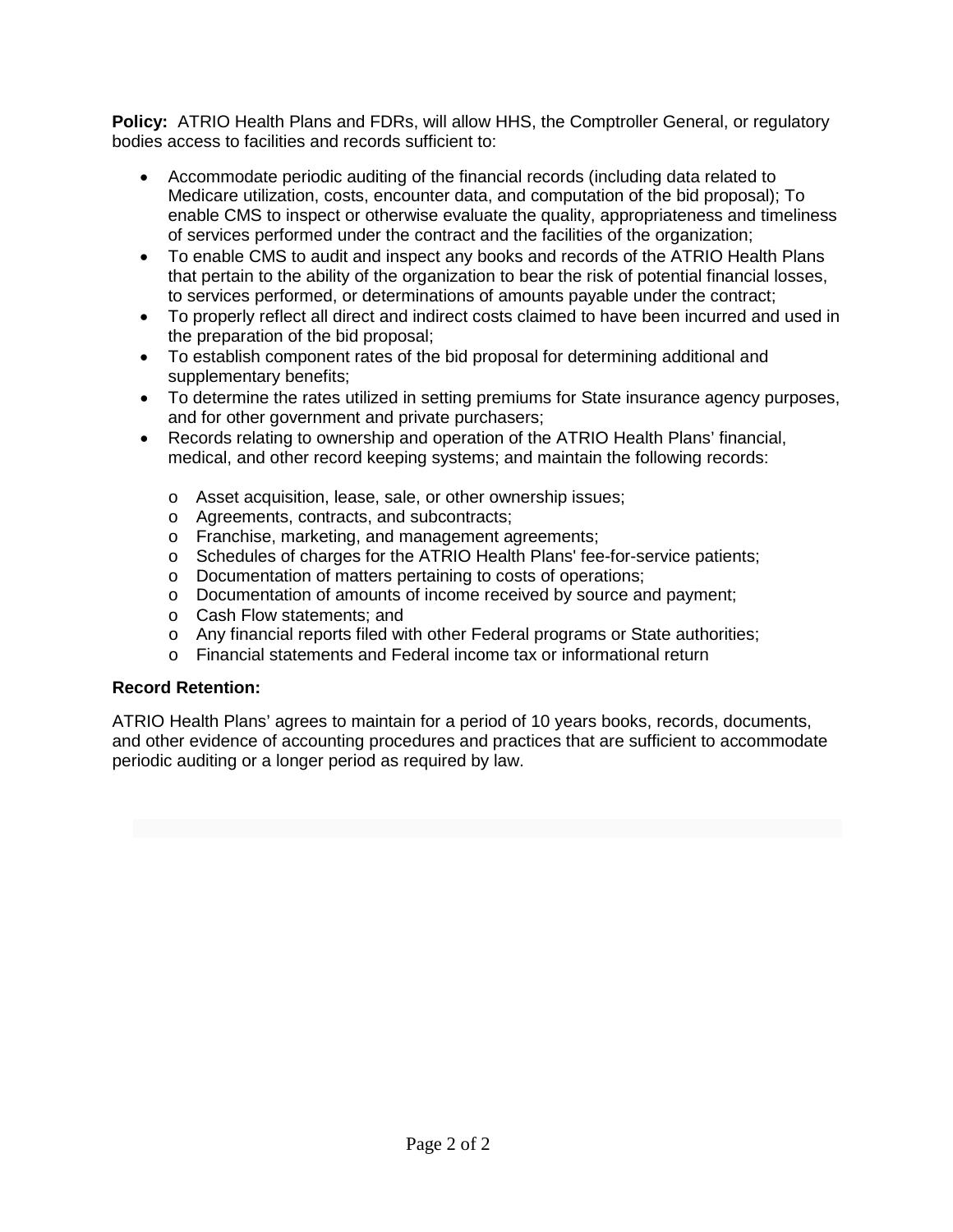**Policy:** ATRIO Health Plans and FDRs, will allow HHS, the Comptroller General, or regulatory bodies access to facilities and records sufficient to:

- Accommodate periodic auditing of the financial records (including data related to Medicare utilization, costs, encounter data, and computation of the bid proposal); To enable CMS to inspect or otherwise evaluate the quality, appropriateness and timeliness of services performed under the contract and the facilities of the organization;
- To enable CMS to audit and inspect any books and records of the ATRIO Health Plans that pertain to the ability of the organization to bear the risk of potential financial losses, to services performed, or determinations of amounts payable under the contract;
- To properly reflect all direct and indirect costs claimed to have been incurred and used in the preparation of the bid proposal;
- To establish component rates of the bid proposal for determining additional and supplementary benefits;
- To determine the rates utilized in setting premiums for State insurance agency purposes, and for other government and private purchasers;
- Records relating to ownership and operation of the ATRIO Health Plans' financial, medical, and other record keeping systems; and maintain the following records:
  - Asset acquisition, lease, sale, or other ownership issues;
  - Agreements, contracts, and subcontracts;
  - Franchise, marketing, and management agreements;
  - Schedules of charges for the ATRIO Health Plans' fee-for-service patients;
  - Documentation of matters pertaining to costs of operations;
  - Documentation of amounts of income received by source and payment;
  - Cash Flow statements; and
  - Any financial reports filed with other Federal programs or State authorities;
  - Financial statements and Federal income tax or informational return

**Record Retention:**

ATRIO Health Plans' agrees to maintain for a period of 10 years books, records, documents, and other evidence of accounting procedures and practices that are sufficient to accommodate periodic auditing or a longer period as required by law.